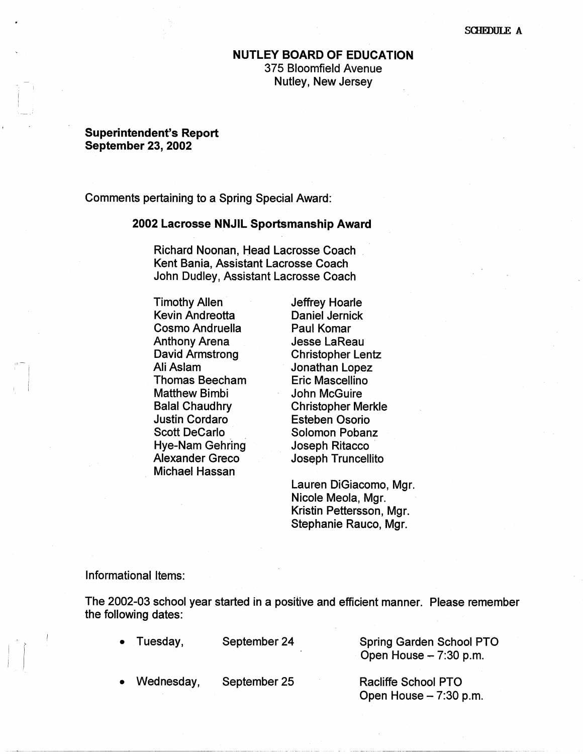SCHEDULE A

# NUTLEY BOARD OF EDUCATION

375 Bloomfield Avenue
Nutley, New Jersey

**Superintendent's Report**
**September 23, 2002**

Comments pertaining to a Spring Special Award:

## 2002 Lacrosse NNJIL Sportsmanship Award

Richard Noonan, Head Lacrosse Coach
Kent Bania, Assistant Lacrosse Coach
John Dudley, Assistant Lacrosse Coach

Timothy Allen
Kevin Andreotta
Cosmo Andruella
Anthony Arena
David Armstrong
Ali Aslam
Thomas Beecham
Matthew Bimbi
Balal Chaudhry
Justin Cordaro
Scott DeCarlo
Hye-Nam Gehring
Alexander Greco
Michael Hassan
Jeffrey Hoarle
Daniel Jernick
Paul Komar
Jesse LaReau
Christopher Lentz
Jonathan Lopez
Eric Mascellino
John McGuire
Christopher Merkle
Esteben Osorio
Solomon Pobanz
Joseph Ritacco
Joseph Truncellito

Lauren DiGiacomo, Mgr.
Nicole Meola, Mgr.
Kristin Pettersson, Mgr.
Stephanie Rauco, Mgr.

Informational Items:

The 2002-03 school year started in a positive and efficient manner. Please remember the following dates:

- Tuesday, September 24 — Spring Garden School PTO Open House – 7:30 p.m.
- Wednesday, September 25 — Racliffe School PTO Open House – 7:30 p.m.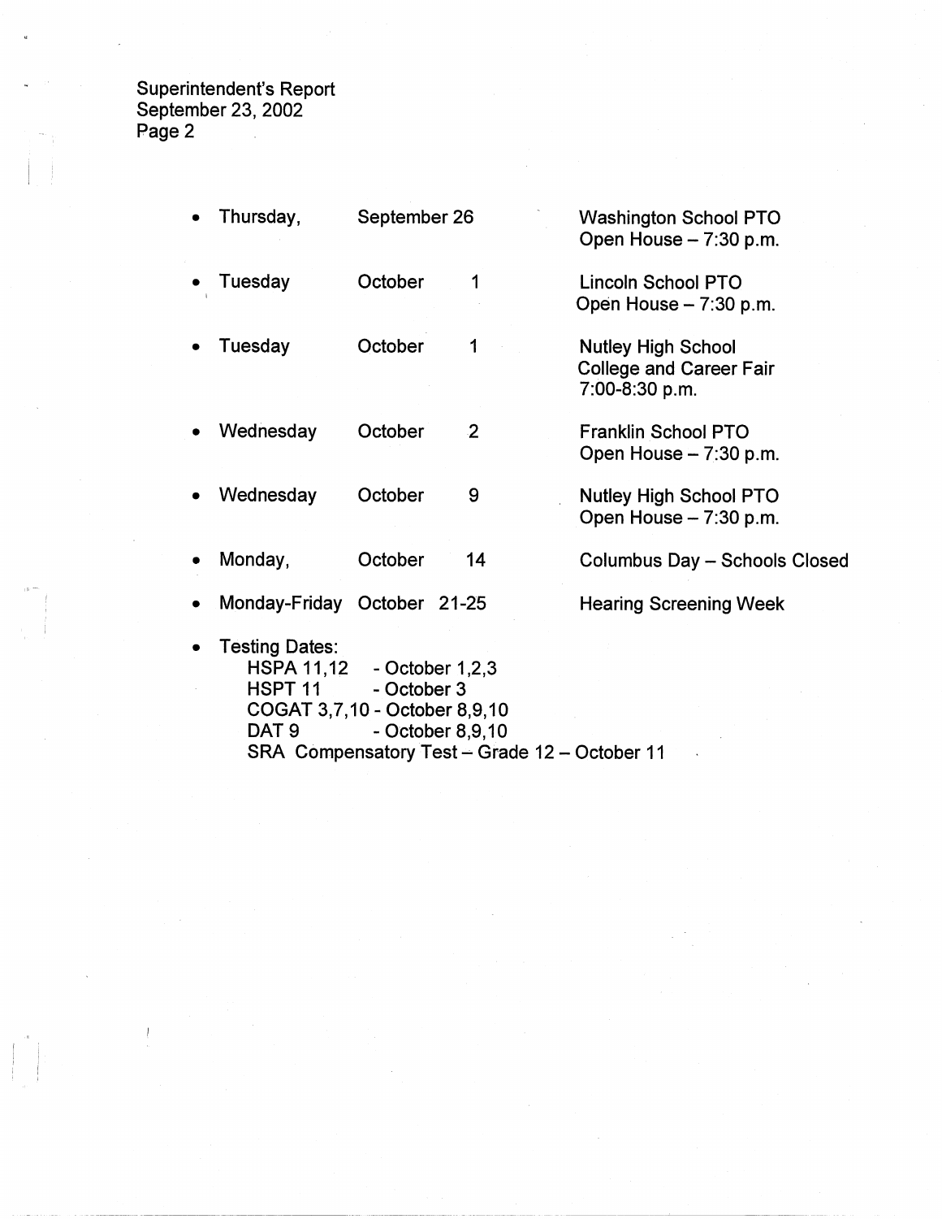Superintendent's Report
September 23, 2002
Page 2

- Thursday, September 26 — Washington School PTO Open House – 7:30 p.m.
- Tuesday October 1 — Lincoln School PTO Open House – 7:30 p.m.
- Tuesday October 1 — Nutley High School College and Career Fair 7:00-8:30 p.m.
- Wednesday October 2 — Franklin School PTO Open House – 7:30 p.m.
- Wednesday October 9 — Nutley High School PTO Open House – 7:30 p.m.
- Monday, October 14 — Columbus Day – Schools Closed
- Monday-Friday October 21-25 — Hearing Screening Week
- Testing Dates:
  - HSPA 11,12 - October 1,2,3
  - HSPT 11 - October 3
  - COGAT 3,7,10 - October 8,9,10
  - DAT 9 - October 8,9,10
  - SRA Compensatory Test – Grade 12 – October 11